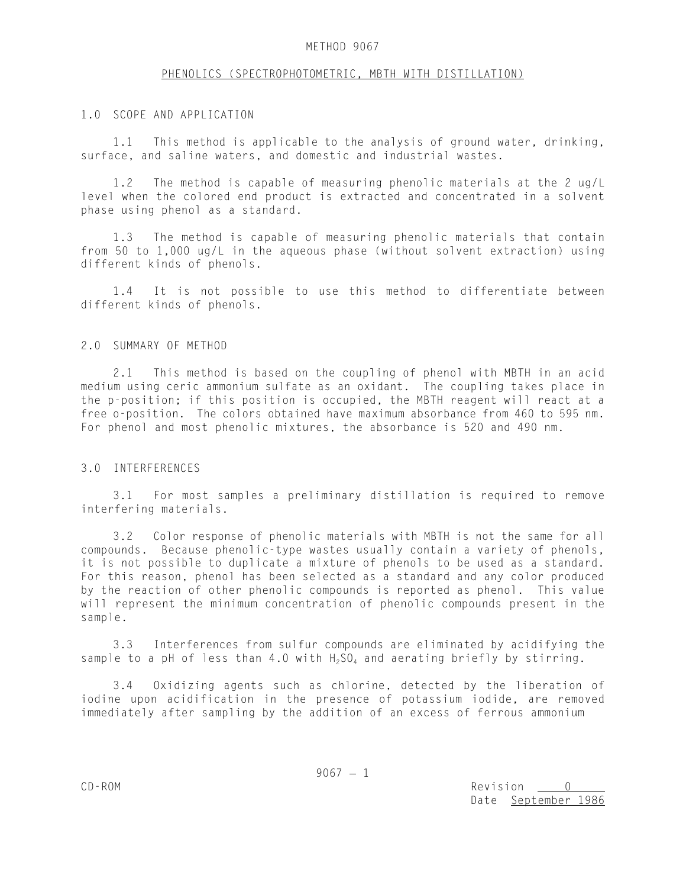# METHOD 9067

## PHENOLICS (SPECTROPHOTOMETRIC, MBTH WITH DISTILLATION)

### 1.0 SCOPE AND APPLICATION

1.1 This method is applicable to the analysis of ground water, drinking, surface, and saline waters, and domestic and industrial wastes.

1.2 The method is capable of measuring phenolic materials at the 2 ug/L level when the colored end product is extracted and concentrated in a solvent phase using phenol as a standard.

1.3 The method is capable of measuring phenolic materials that contain from 50 to 1,000 ug/L in the aqueous phase (without solvent extraction) using different kinds of phenols.

1.4 It is not possible to use this method to differentiate between different kinds of phenols.

### 2.0 SUMMARY OF METHOD

2.1 This method is based on the coupling of phenol with MBTH in an acid medium using ceric ammonium sulfate as an oxidant. The coupling takes place in the p-position; if this position is occupied, the MBTH reagent will react at a free o-position. The colors obtained have maximum absorbance from 460 to 595 nm. For phenol and most phenolic mixtures, the absorbance is 520 and 490 nm.

### 3.0 INTERFERENCES

3.1 For most samples a preliminary distillation is required to remove interfering materials.

3.2 Color response of phenolic materials with MBTH is not the same for all compounds. Because phenolic-type wastes usually contain a variety of phenols, it is not possible to duplicate a mixture of phenols to be used as a standard. For this reason, phenol has been selected as a standard and any color produced by the reaction of other phenolic compounds is reported as phenol. This value will represent the minimum concentration of phenolic compounds present in the sample.

3.3 Interferences from sulfur compounds are eliminated by acidifying the sample to a pH of less than 4.0 with $H_2SO_4$ and aerating briefly by stirring.

3.4 Oxidizing agents such as chlorine, detected by the liberation of iodine upon acidification in the presence of potassium iodide, are removed immediately after sampling by the addition of an excess of ferrous ammonium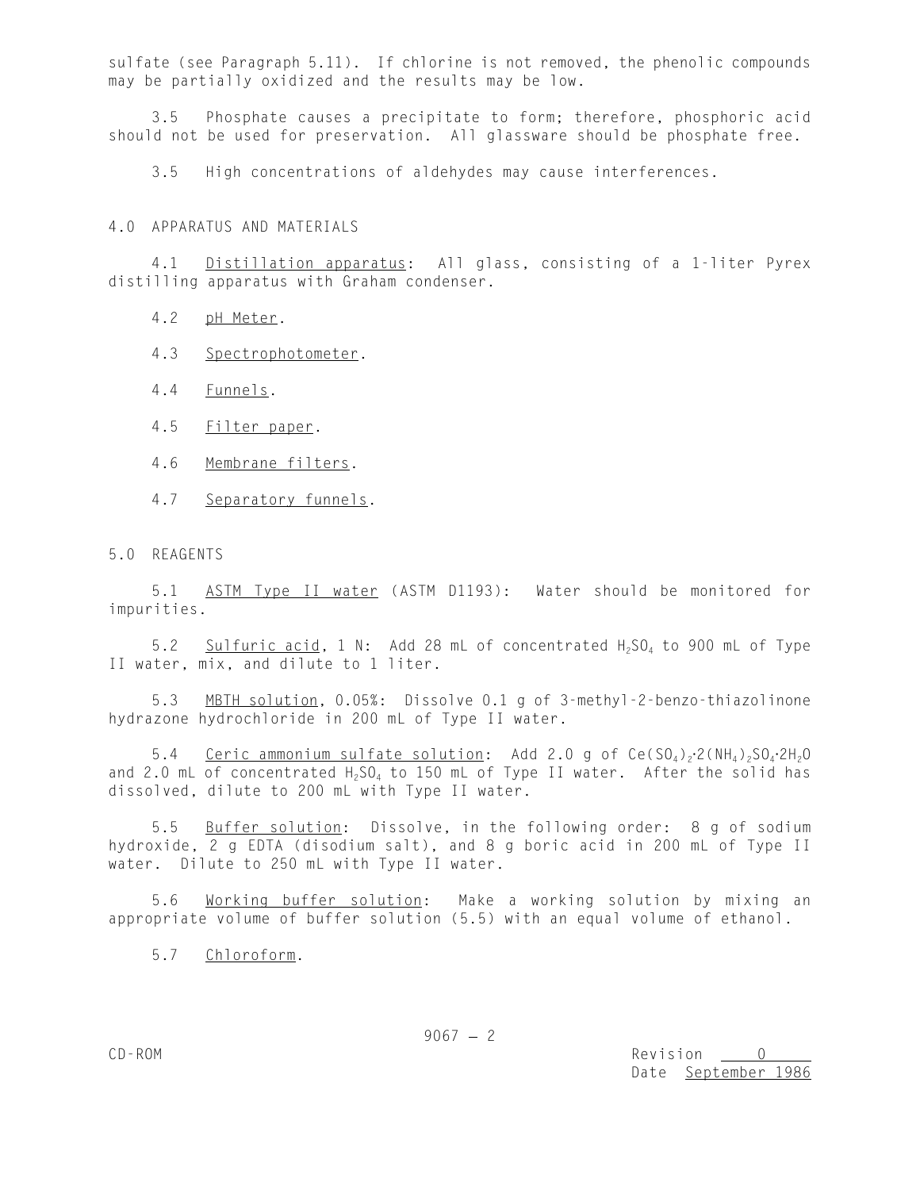sulfate (see Paragraph 5.11). If chlorine is not removed, the phenolic compounds may be partially oxidized and the results may be low.

3.5 Phosphate causes a precipitate to form; therefore, phosphoric acid should not be used for preservation. All glassware should be phosphate free.

3.5 High concentrations of aldehydes may cause interferences.

## 4.0 APPARATUS AND MATERIALS

4.1 Distillation apparatus: All glass, consisting of a 1-liter Pyrex distilling apparatus with Graham condenser.

4.2 pH Meter.

4.3 Spectrophotometer.

4.4 Funnels.

4.5 Filter paper.

4.6 Membrane filters.

4.7 Separatory funnels.

## 5.0 REAGENTS

5.1 ASTM Type II water (ASTM D1193): Water should be monitored for impurities.

5.2 Sulfuric acid, 1 N: Add 28 mL of concentrated $H_2SO_4$ to 900 mL of Type II water, mix, and dilute to 1 liter.

5.3 MBTH solution, 0.05%: Dissolve 0.1 g of 3-methyl-2-benzo-thiazolinone hydrazone hydrochloride in 200 mL of Type II water.

5.4 Ceric ammonium sulfate solution: Add 2.0 g of $Ce(SO_4)_2 \cdot 2(NH_4)_2SO_4 \cdot 2H_2O$ and 2.0 mL of concentrated $H_2SO_4$ to 150 mL of Type II water. After the solid has dissolved, dilute to 200 mL with Type II water.

5.5 Buffer solution: Dissolve, in the following order: 8 g of sodium hydroxide, 2 g EDTA (disodium salt), and 8 g boric acid in 200 mL of Type II water. Dilute to 250 mL with Type II water.

5.6 Working buffer solution: Make a working solution by mixing an appropriate volume of buffer solution (5.5) with an equal volume of ethanol.

5.7 Chloroform.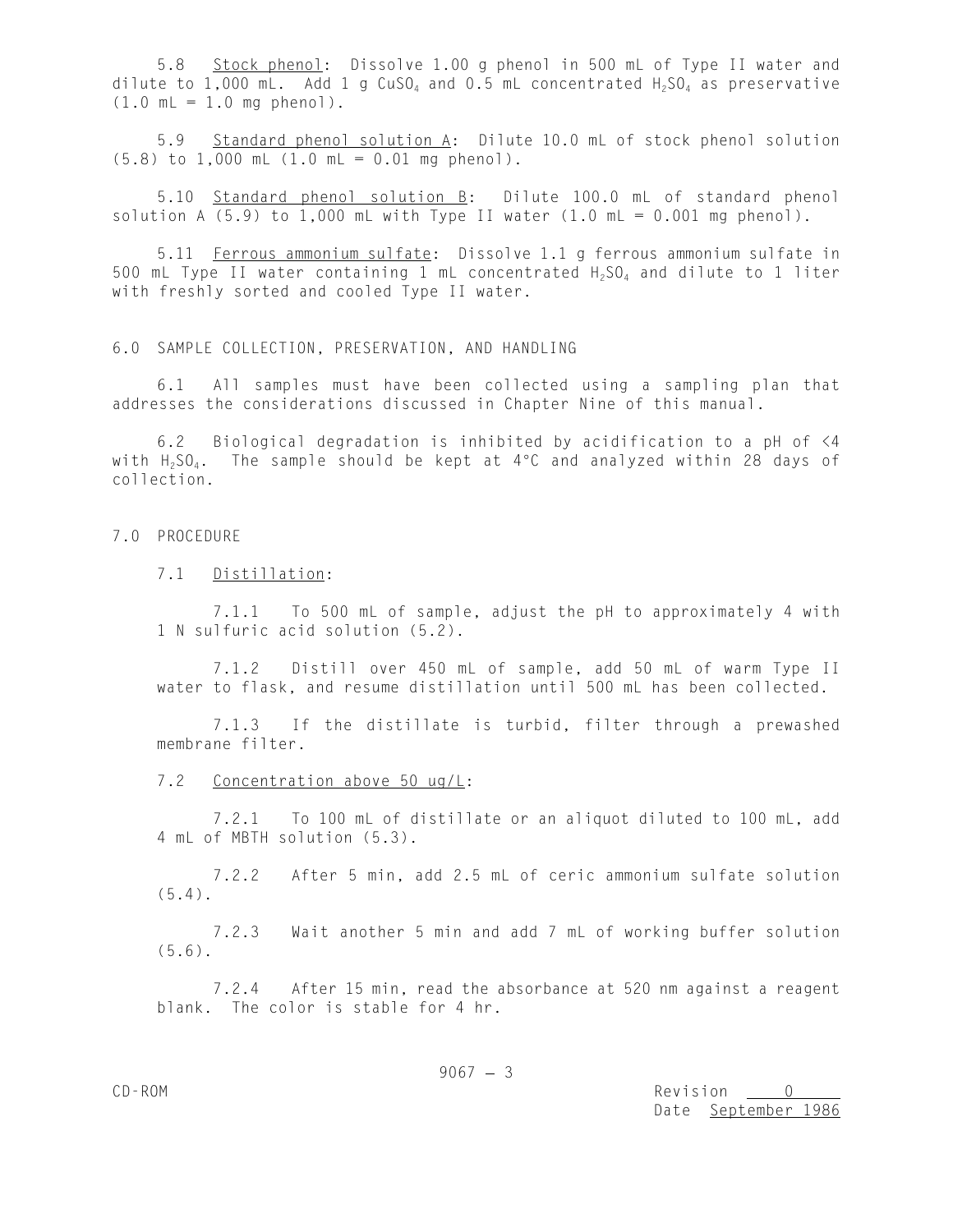5.8 Stock phenol: Dissolve 1.00 g phenol in 500 mL of Type II water and dilute to 1,000 mL. Add 1 g $CuSO_4$ and 0.5 mL concentrated $H_2SO_4$ as preservative (1.0 mL = 1.0 mg phenol).

5.9 Standard phenol solution A: Dilute 10.0 mL of stock phenol solution (5.8) to 1,000 mL (1.0 mL = 0.01 mg phenol).

5.10 Standard phenol solution B: Dilute 100.0 mL of standard phenol solution A (5.9) to 1,000 mL with Type II water (1.0 mL = 0.001 mg phenol).

5.11 Ferrous ammonium sulfate: Dissolve 1.1 g ferrous ammonium sulfate in 500 mL Type II water containing 1 mL concentrated $H_2SO_4$ and dilute to 1 liter with freshly sorted and cooled Type II water.

## 6.0 SAMPLE COLLECTION, PRESERVATION, AND HANDLING

6.1 All samples must have been collected using a sampling plan that addresses the considerations discussed in Chapter Nine of this manual.

6.2 Biological degradation is inhibited by acidification to a pH of <4 with $H_2SO_4$. The sample should be kept at 4°C and analyzed within 28 days of collection.

## 7.0 PROCEDURE

7.1 Distillation:

7.1.1 To 500 mL of sample, adjust the pH to approximately 4 with 1 N sulfuric acid solution (5.2).

7.1.2 Distill over 450 mL of sample, add 50 mL of warm Type II water to flask, and resume distillation until 500 mL has been collected.

7.1.3 If the distillate is turbid, filter through a prewashed membrane filter.

7.2 Concentration above 50 ug/L:

7.2.1 To 100 mL of distillate or an aliquot diluted to 100 mL, add 4 mL of MBTH solution (5.3).

7.2.2 After 5 min, add 2.5 mL of ceric ammonium sulfate solution (5.4).

7.2.3 Wait another 5 min and add 7 mL of working buffer solution (5.6).

7.2.4 After 15 min, read the absorbance at 520 nm against a reagent blank. The color is stable for 4 hr.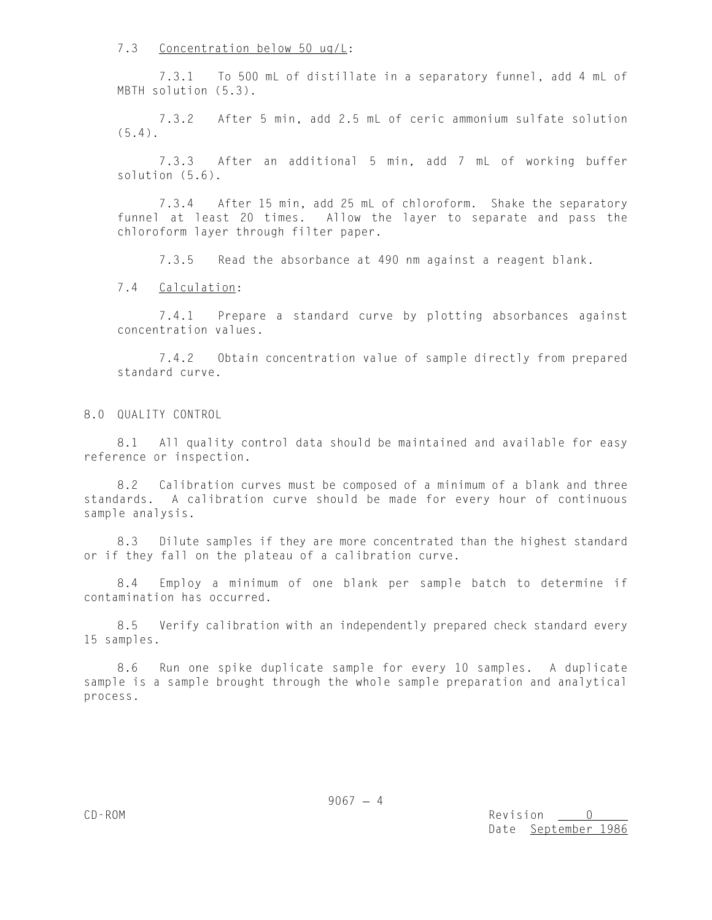7.3 Concentration below 50 ug/L:

7.3.1 To 500 mL of distillate in a separatory funnel, add 4 mL of MBTH solution (5.3).

7.3.2 After 5 min, add 2.5 mL of ceric ammonium sulfate solution (5.4).

7.3.3 After an additional 5 min, add 7 mL of working buffer solution (5.6).

7.3.4 After 15 min, add 25 mL of chloroform. Shake the separatory funnel at least 20 times. Allow the layer to separate and pass the chloroform layer through filter paper.

7.3.5 Read the absorbance at 490 nm against a reagent blank.

7.4 Calculation:

7.4.1 Prepare a standard curve by plotting absorbances against concentration values.

7.4.2 Obtain concentration value of sample directly from prepared standard curve.

## 8.0 QUALITY CONTROL

8.1 All quality control data should be maintained and available for easy reference or inspection.

8.2 Calibration curves must be composed of a minimum of a blank and three standards. A calibration curve should be made for every hour of continuous sample analysis.

8.3 Dilute samples if they are more concentrated than the highest standard or if they fall on the plateau of a calibration curve.

8.4 Employ a minimum of one blank per sample batch to determine if contamination has occurred.

8.5 Verify calibration with an independently prepared check standard every 15 samples.

8.6 Run one spike duplicate sample for every 10 samples. A duplicate sample is a sample brought through the whole sample preparation and analytical process.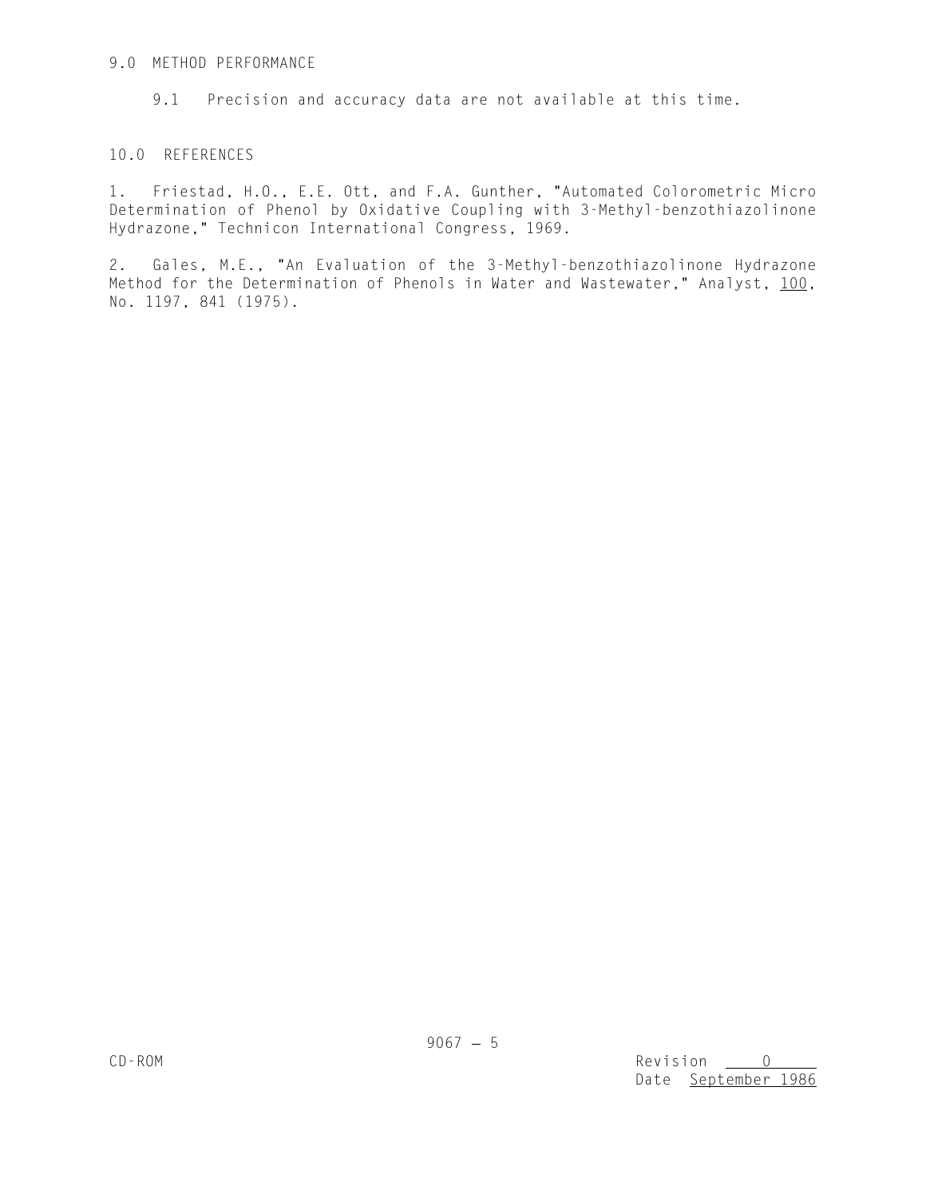## 9.0 METHOD PERFORMANCE

9.1 Precision and accuracy data are not available at this time.

## 10.0 REFERENCES

1. Friestad, H.O., E.E. Ott, and F.A. Gunther, "Automated Colorometric Micro Determination of Phenol by Oxidative Coupling with 3-Methyl-benzothiazolinone Hydrazone," Technicon International Congress, 1969.

2. Gales, M.E., "An Evaluation of the 3-Methyl-benzothiazolinone Hydrazone Method for the Determination of Phenols in Water and Wastewater," Analyst, 100, No. 1197, 841 (1975).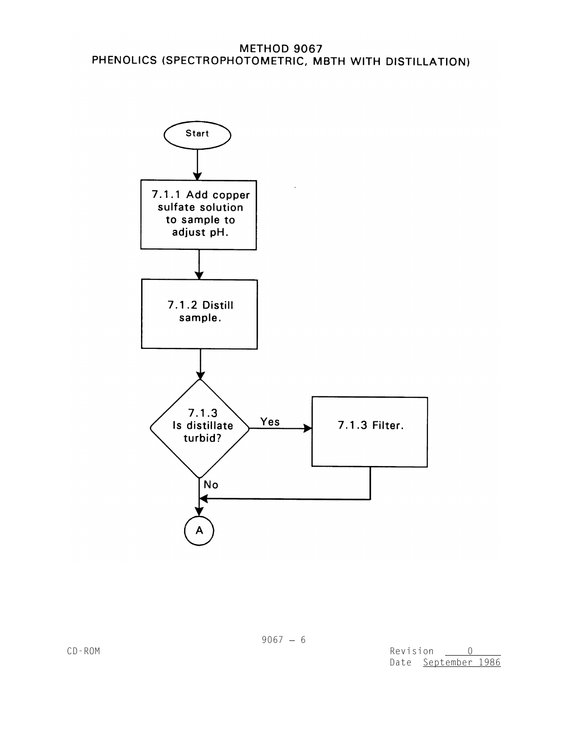# METHOD 9067
# PHENOLICS (SPECTROPHOTOMETRIC, MBTH WITH DISTILLATION)

Start

7.1.1 Add copper sulfate solution to sample to adjust pH.

7.1.2 Distill sample.

7.1.3 Is distillate turbid?

Yes → 7.1.3 Filter.

No

A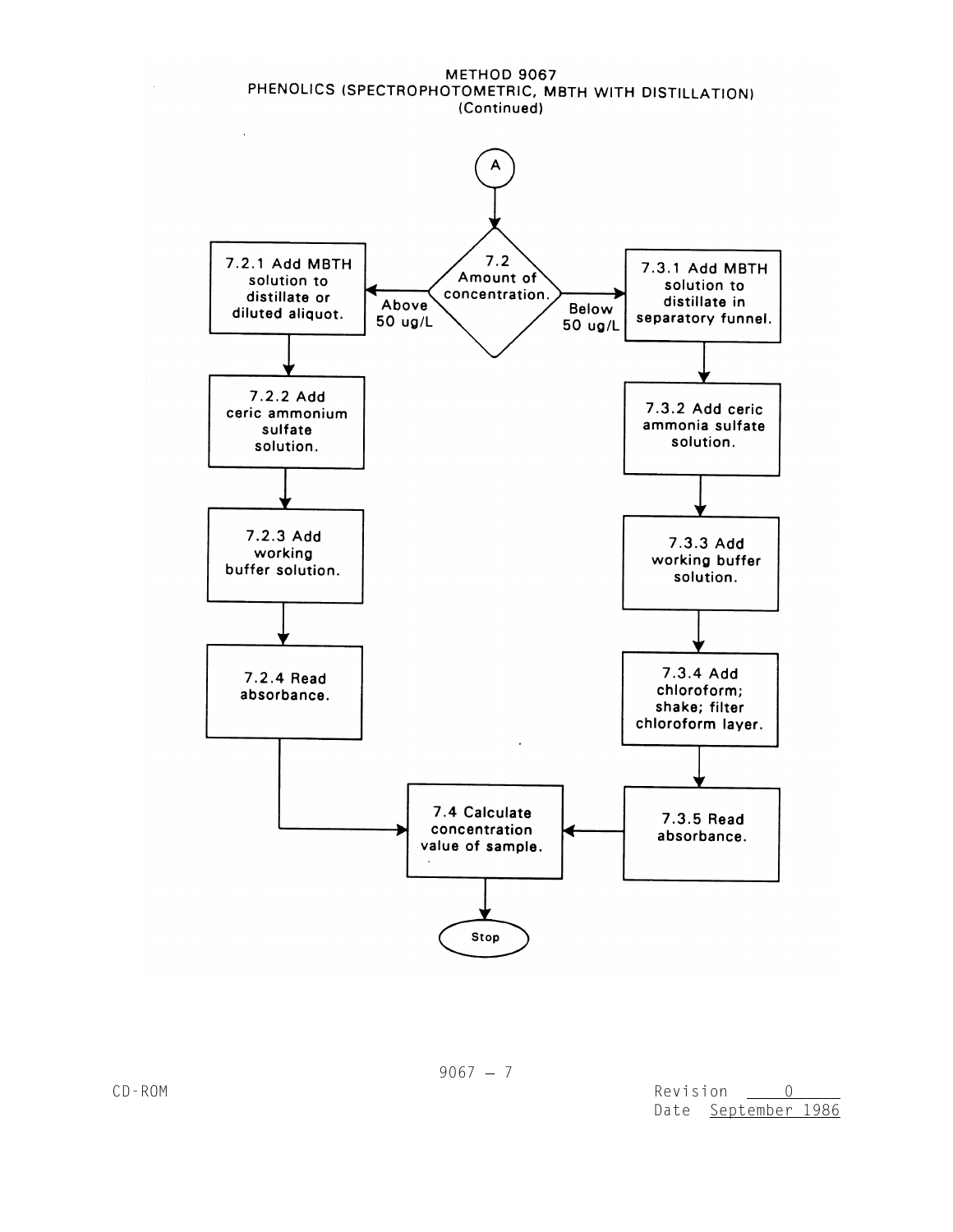# METHOD 9067
## PHENOLICS (SPECTROPHOTOMETRIC, MBTH WITH DISTILLATION)
### (Continued)

A

7.2 Amount of concentration.

Above 50 ug/L

7.2.1 Add MBTH solution to distillate or diluted aliquot.

7.2.2 Add ceric ammonium sulfate solution.

7.2.3 Add working buffer solution.

7.2.4 Read absorbance.

Below 50 ug/L

7.3.1 Add MBTH solution to distillate in separatory funnel.

7.3.2 Add ceric ammonia sulfate solution.

7.3.3 Add working buffer solution.

7.3.4 Add chloroform; shake; filter chloroform layer.

7.3.5 Read absorbance.

7.4 Calculate concentration value of sample.

Stop